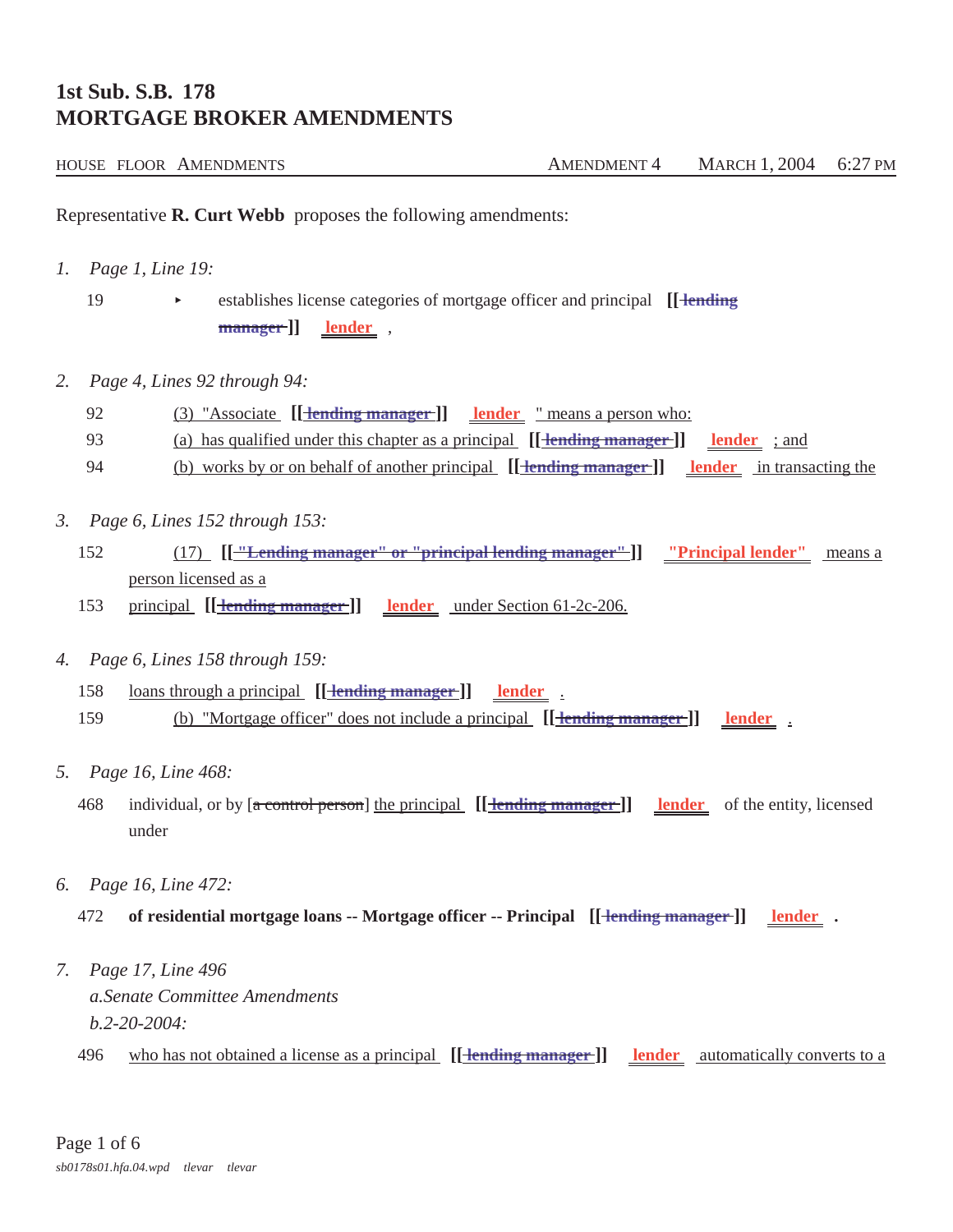# 1st Sub. S.B. 178
# MORTGAGE BROKER AMENDMENTS

HOUSE FLOOR AMENDMENTS — AMENDMENT 4 — MARCH 1, 2004 6:27 PM

Representative **R. Curt Webb** proposes the following amendments:

1. *Page 1, Line 19:*

   19 ▸ establishes license categories of mortgage officer and principal **[[** ~~lending manager~~ **]]** lender ,

2. *Page 4, Lines 92 through 94:*

   92 (3) "Associate **[[** ~~lending manager~~ **]]** lender " means a person who:

   93 (a) has qualified under this chapter as a principal **[[** ~~lending manager~~ **]]** lender ; and

   94 (b) works by or on behalf of another principal **[[** ~~lending manager~~ **]]** lender in transacting the

3. *Page 6, Lines 152 through 153:*

   152 (17) **[[** ~~"Lending manager" or "principal lending manager"~~ **]]** "Principal lender" means a person licensed as a

   153 principal **[[** ~~lending manager~~ **]]** lender under Section 61-2c-206.

4. *Page 6, Lines 158 through 159:*

   158 loans through a principal **[[** ~~lending manager~~ **]]** lender .

   159 (b) "Mortgage officer" does not include a principal **[[** ~~lending manager~~ **]]** lender .

5. *Page 16, Line 468:*

   468 individual, or by [~~a control person~~] the principal **[[** ~~lending manager~~ **]]** lender of the entity, licensed under

6. *Page 16, Line 472:*

   472 **of residential mortgage loans -- Mortgage officer -- Principal [[** ~~lending manager~~ **]]** lender **.**

7. *Page 17, Line 496*
   *a.Senate Committee Amendments*
   *b.2-20-2004:*

   496 who has not obtained a license as a principal **[[** ~~lending manager~~ **]]** lender automatically converts to a

sb0178s01.hfa.04.wpd tlevar tlevar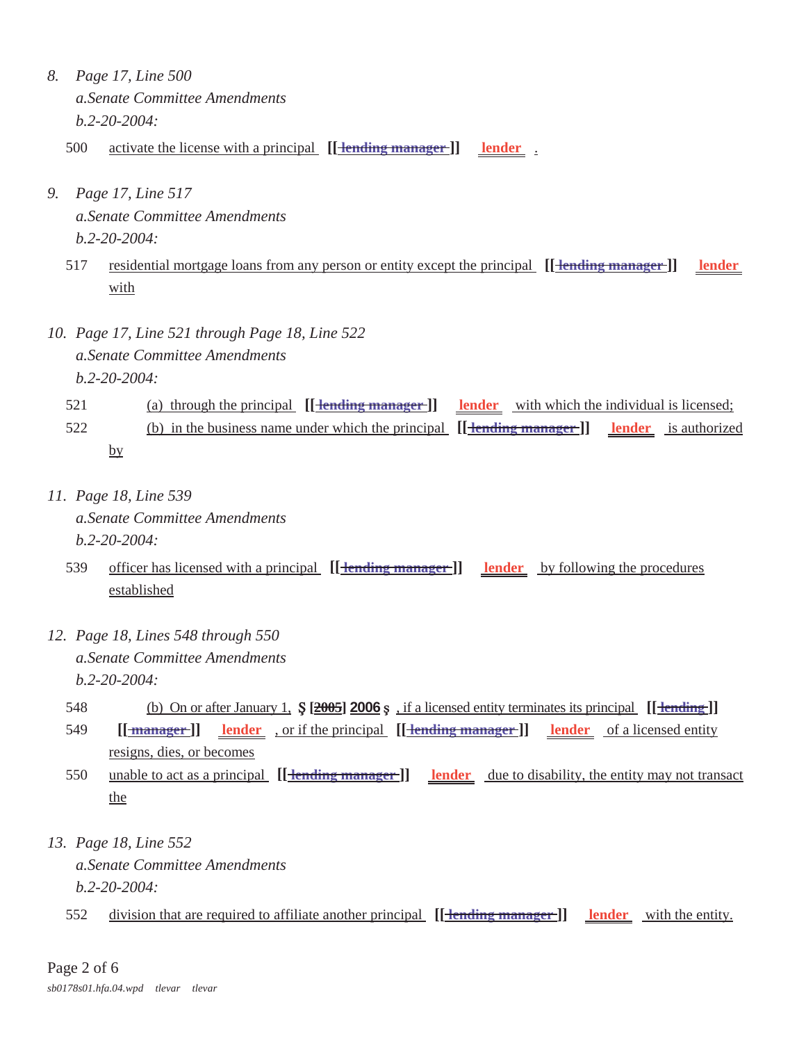*8. Page 17, Line 500*
*a.Senate Committee Amendments*
*b.2-20-2004:*

500 activate the license with a principal **[[~~lending manager~~]]** **lender** .

*9. Page 17, Line 517*
*a.Senate Committee Amendments*
*b.2-20-2004:*

517 residential mortgage loans from any person or entity except the principal **[[~~lending manager~~]]** **lender** with

*10. Page 17, Line 521 through Page 18, Line 522*
*a.Senate Committee Amendments*
*b.2-20-2004:*

521 (a) through the principal **[[~~lending manager~~]]** **lender** with which the individual is licensed;
522 (b) in the business name under which the principal **[[~~lending manager~~]]** **lender** is authorized by

*11. Page 18, Line 539*
*a.Senate Committee Amendments*
*b.2-20-2004:*

539 officer has licensed with a principal **[[~~lending manager~~]]** **lender** by following the procedures established

*12. Page 18, Lines 548 through 550*
*a.Senate Committee Amendments*
*b.2-20-2004:*

548 (b) On or after January 1, **Ş [~~2005~~] 2006 ş** , if a licensed entity terminates its principal **[[~~lending~~]]**
549 **[[~~manager~~]]** **lender** , or if the principal **[[~~lending manager~~]]** **lender** of a licensed entity resigns, dies, or becomes
550 unable to act as a principal **[[~~lending manager~~]]** **lender** due to disability, the entity may not transact the

*13. Page 18, Line 552*
*a.Senate Committee Amendments*
*b.2-20-2004:*

552 division that are required to affiliate another principal **[[~~lending manager~~]]** **lender** with the entity.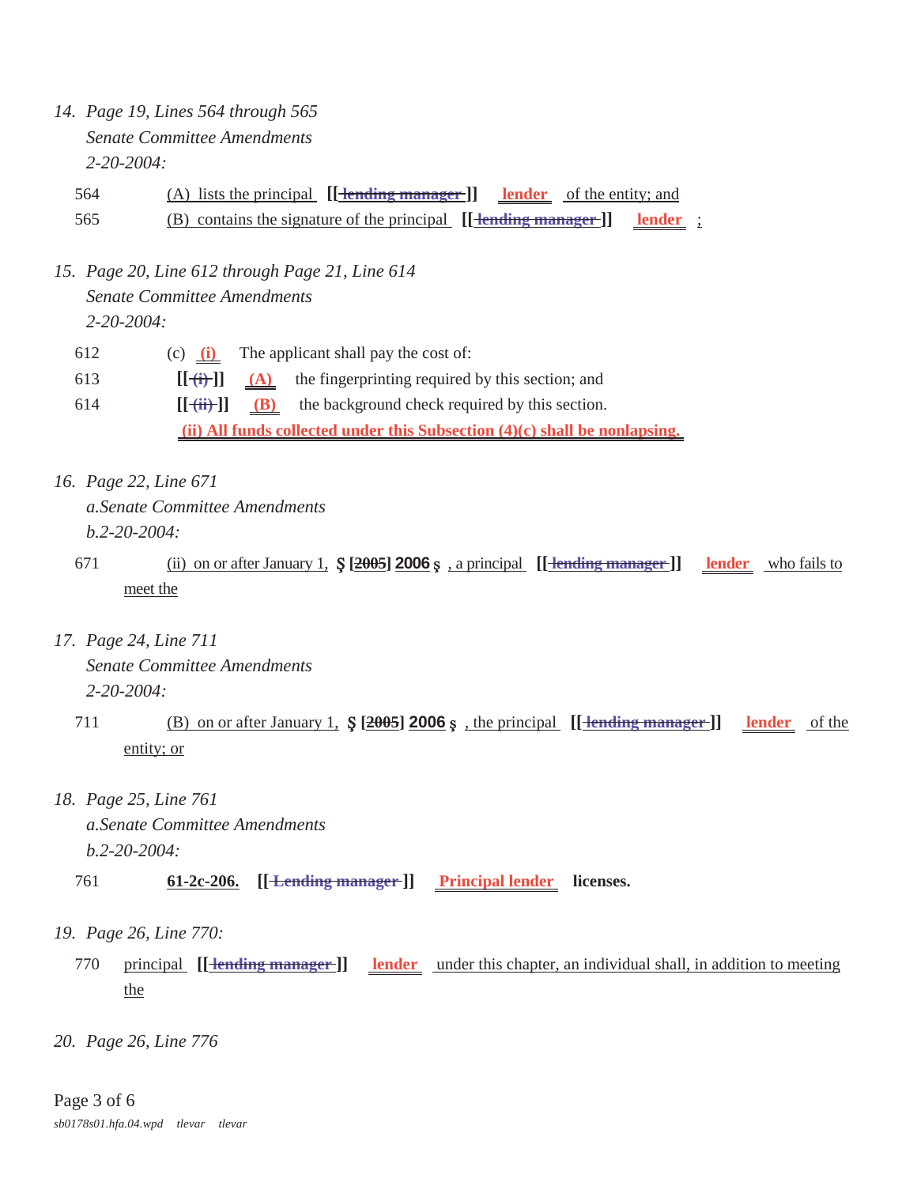14. *Page 19, Lines 564 through 565*
    *Senate Committee Amendments*
    *2-20-2004:*

564 (A) lists the principal [[~~lending manager~~]] **lender** of the entity; and
565 (B) contains the signature of the principal [[~~lending manager~~]] **lender** ;

15. *Page 20, Line 612 through Page 21, Line 614*
    *Senate Committee Amendments*
    *2-20-2004:*

612 (c) **(i)** The applicant shall pay the cost of:
613 [[~~(i)~~]] **(A)** the fingerprinting required by this section; and
614 [[~~(ii)~~]] **(B)** the background check required by this section.
**(ii) All funds collected under this Subsection (4)(c) shall be nonlapsing.**

16. *Page 22, Line 671*
    *a.Senate Committee Amendments*
    *b.2-20-2004:*

671 (ii) on or after January 1, Ş [~~2005~~] **2006** ş , a principal [[~~lending manager~~]] **lender** who fails to meet the

17. *Page 24, Line 711*
    *Senate Committee Amendments*
    *2-20-2004:*

711 (B) on or after January 1, Ş [~~2005~~] **2006** ş , the principal [[~~lending manager~~]] **lender** of the entity; or

18. *Page 25, Line 761*
    *a.Senate Committee Amendments*
    *b.2-20-2004:*

761 **61-2c-206.** [[~~Lending manager~~]] **Principal lender** **licenses.**

19. *Page 26, Line 770:*

770 principal [[~~lending manager~~]] **lender** under this chapter, an individual shall, in addition to meeting the

20. *Page 26, Line 776*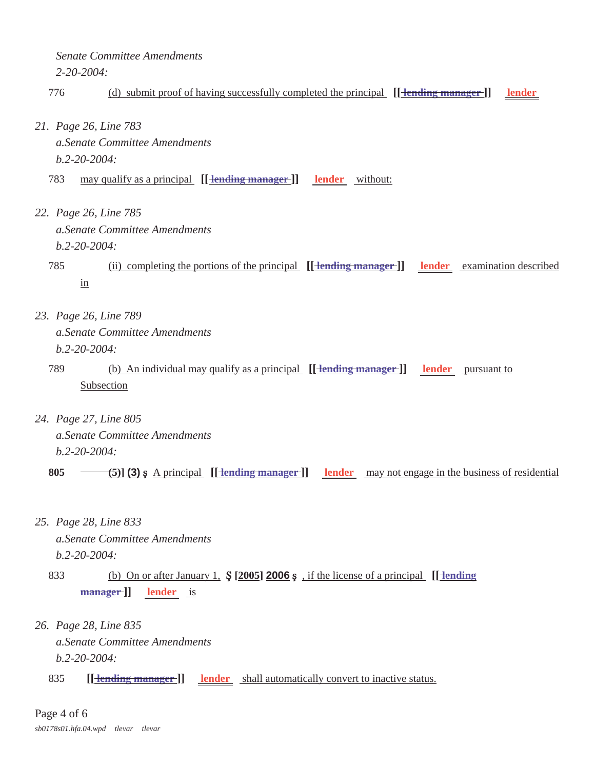*Senate Committee Amendments*
*2-20-2004:*

776 (d) submit proof of having successfully completed the principal [[ ~~lending manager~~ ]] **lender**

21. *Page 26, Line 783*
    a. *Senate Committee Amendments*
    b. *2-20-2004:*

783 may qualify as a principal [[ ~~lending manager~~ ]] **lender** without:

22. *Page 26, Line 785*
    a. *Senate Committee Amendments*
    b. *2-20-2004:*

785 (ii) completing the portions of the principal [[ ~~lending manager~~ ]] **lender** examination described in

23. *Page 26, Line 789*
    a. *Senate Committee Amendments*
    b. *2-20-2004:*

789 (b) An individual may qualify as a principal [[ ~~lending manager~~ ]] **lender** pursuant to Subsection

24. *Page 27, Line 805*
    a. *Senate Committee Amendments*
    b. *2-20-2004:*

**805** Ŝ [~~(5)~~] **(3)** ŝ A principal [[ ~~lending manager~~ ]] **lender** may not engage in the business of residential

25. *Page 28, Line 833*
    a. *Senate Committee Amendments*
    b. *2-20-2004:*

833 (b) On or after January 1, Ŝ [~~2005~~] **2006** ŝ , if the license of a principal [[ ~~lending manager~~ ]] **lender** is

26. *Page 28, Line 835*
    a. *Senate Committee Amendments*
    b. *2-20-2004:*

835 [[ ~~lending manager~~ ]] **lender** shall automatically convert to inactive status.

*sb0178s01.hfa.04.wpd tlevar tlevar*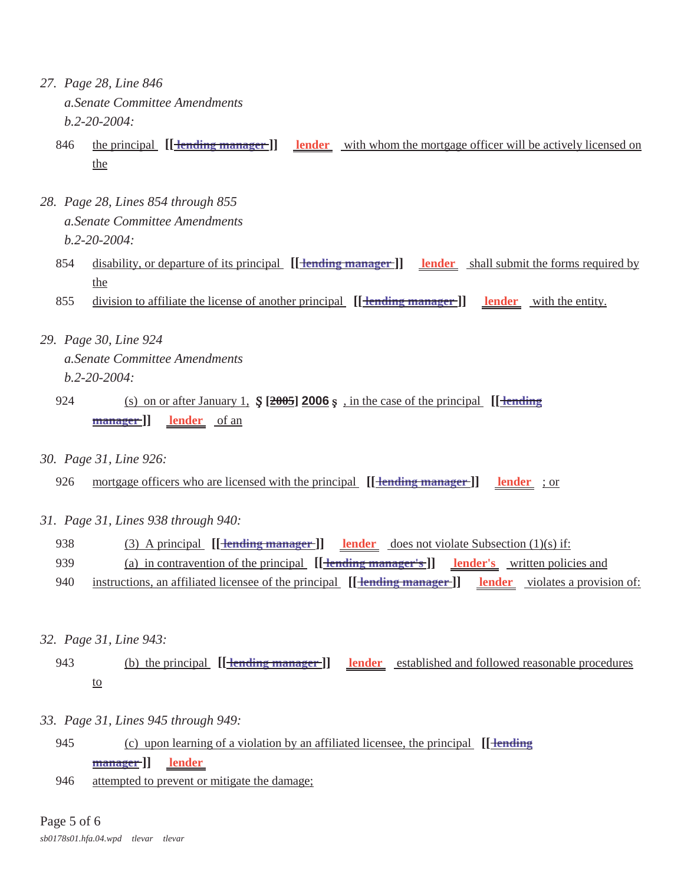27. *Page 28, Line 846*

    *a.Senate Committee Amendments*

    *b.2-20-2004:*

    846 the principal **[[** ~~lending manager~~ **]]** **lender** with whom the mortgage officer will be actively licensed on the

28. *Page 28, Lines 854 through 855*

    *a.Senate Committee Amendments*

    *b.2-20-2004:*

    854 disability, or departure of its principal **[[** ~~lending manager~~ **]]** **lender** shall submit the forms required by the

    855 division to affiliate the license of another principal **[[** ~~lending manager~~ **]]** **lender** with the entity.

29. *Page 30, Line 924*

    *a.Senate Committee Amendments*

    *b.2-20-2004:*

    924 (s) on or after January 1, **Ş [~~2005~~] 2006 ş** , in the case of the principal **[[** ~~lending manager~~ **]]** **lender** of an

30. *Page 31, Line 926:*

    926 mortgage officers who are licensed with the principal **[[** ~~lending manager~~ **]]** **lender** ; or

31. *Page 31, Lines 938 through 940:*

    938 (3) A principal **[[** ~~lending manager~~ **]]** **lender** does not violate Subsection (1)(s) if:

    939 (a) in contravention of the principal **[[** ~~lending manager's~~ **]]** **lender's** written policies and

    940 instructions, an affiliated licensee of the principal **[[** ~~lending manager~~ **]]** **lender** violates a provision of:

32. *Page 31, Line 943:*

    943 (b) the principal **[[** ~~lending manager~~ **]]** **lender** established and followed reasonable procedures to

33. *Page 31, Lines 945 through 949:*

    945 (c) upon learning of a violation by an affiliated licensee, the principal **[[** ~~lending manager~~ **]]** **lender**

    946 attempted to prevent or mitigate the damage;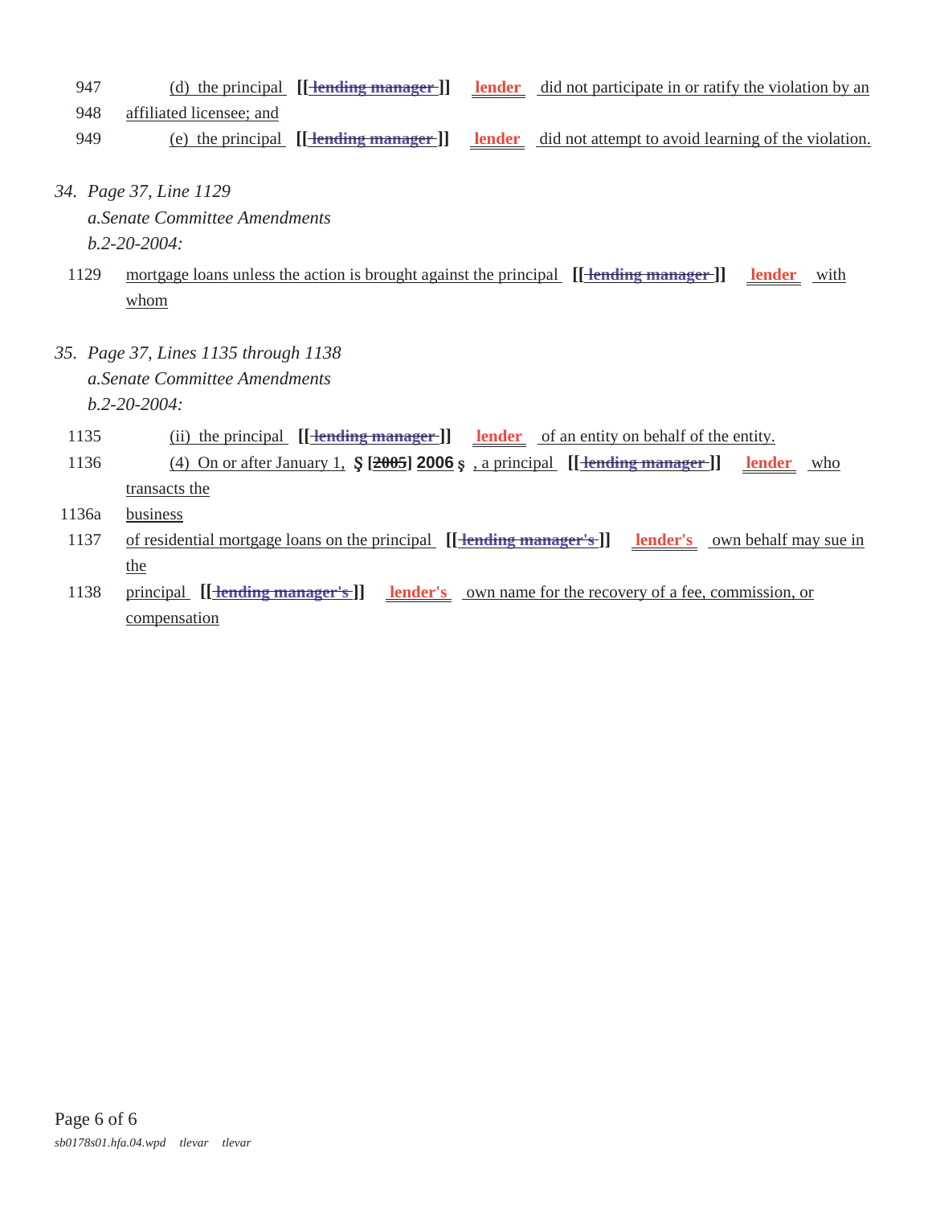947 (d) the principal [[ lending manager ]] lender did not participate in or ratify the violation by an

948 affiliated licensee; and

949 (e) the principal [[ lending manager ]] lender did not attempt to avoid learning of the violation.

*34. Page 37, Line 1129*

*a.Senate Committee Amendments*

*b.2-20-2004:*

1129 mortgage loans unless the action is brought against the principal [[ lending manager ]] lender with whom

*35. Page 37, Lines 1135 through 1138*

*a.Senate Committee Amendments*

*b.2-20-2004:*

1135 (ii) the principal [[ lending manager ]] lender of an entity on behalf of the entity.

1136 (4) On or after January 1, Ş [2005] **2006** ş , a principal [[ lending manager ]] lender who transacts the

1136a business

1137 of residential mortgage loans on the principal [[ lending manager's ]] lender's own behalf may sue in the

1138 principal [[ lending manager's ]] lender's own name for the recovery of a fee, commission, or compensation

*sb0178s01.hfa.04.wpd tlevar tlevar*